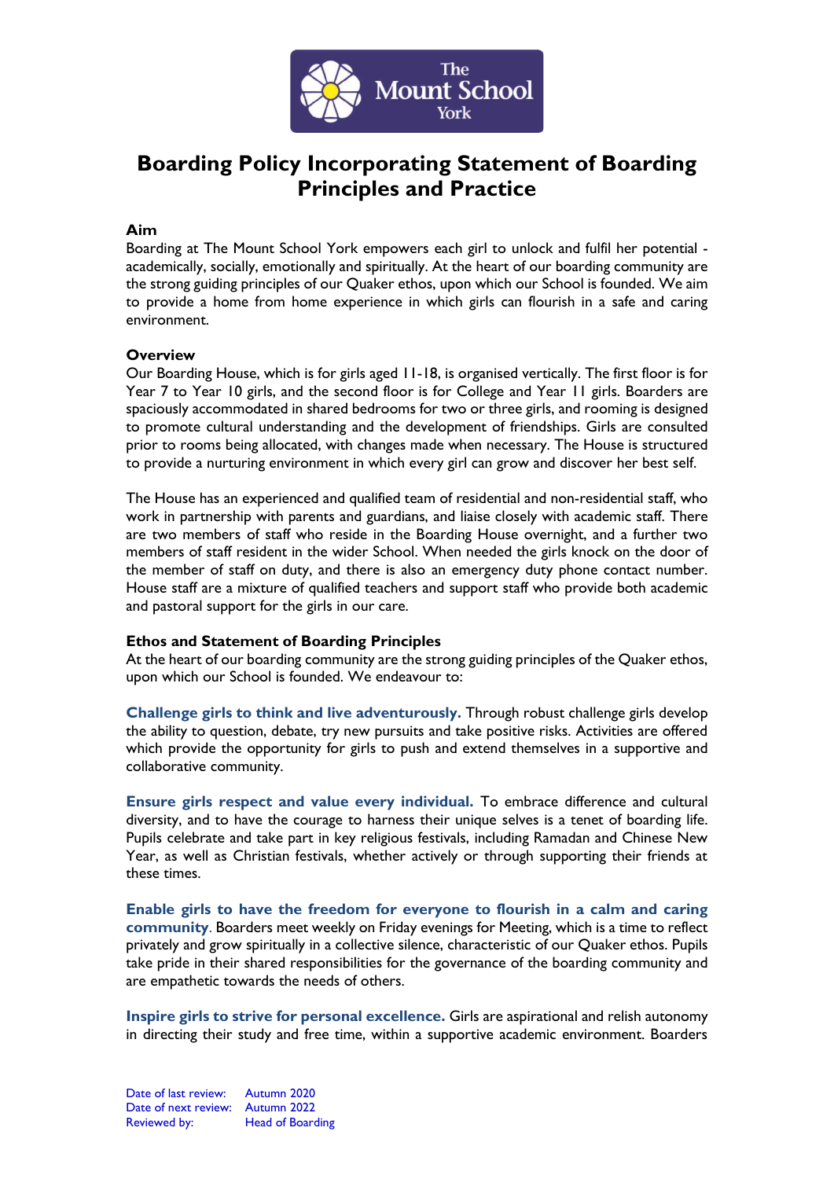# Boarding Policy Incorporating Statement of Boarding Principles and Practice

### Aim

Boarding at The Mount School York empowers each girl to unlock and fulfil her potential - academically, socially, emotionally and spiritually. At the heart of our boarding community are the strong guiding principles of our Quaker ethos, upon which our School is founded. We aim to provide a home from home experience in which girls can flourish in a safe and caring environment.

### Overview

Our Boarding House, which is for girls aged 11-18, is organised vertically. The first floor is for Year 7 to Year 10 girls, and the second floor is for College and Year 11 girls. Boarders are spaciously accommodated in shared bedrooms for two or three girls, and rooming is designed to promote cultural understanding and the development of friendships. Girls are consulted prior to rooms being allocated, with changes made when necessary. The House is structured to provide a nurturing environment in which every girl can grow and discover her best self.

The House has an experienced and qualified team of residential and non-residential staff, who work in partnership with parents and guardians, and liaise closely with academic staff. There are two members of staff who reside in the Boarding House overnight, and a further two members of staff resident in the wider School. When needed the girls knock on the door of the member of staff on duty, and there is also an emergency duty phone contact number. House staff are a mixture of qualified teachers and support staff who provide both academic and pastoral support for the girls in our care.

### Ethos and Statement of Boarding Principles

At the heart of our boarding community are the strong guiding principles of the Quaker ethos, upon which our School is founded. We endeavour to:

**Challenge girls to think and live adventurously.** Through robust challenge girls develop the ability to question, debate, try new pursuits and take positive risks. Activities are offered which provide the opportunity for girls to push and extend themselves in a supportive and collaborative community.

**Ensure girls respect and value every individual.** To embrace difference and cultural diversity, and to have the courage to harness their unique selves is a tenet of boarding life. Pupils celebrate and take part in key religious festivals, including Ramadan and Chinese New Year, as well as Christian festivals, whether actively or through supporting their friends at these times.

**Enable girls to have the freedom for everyone to flourish in a calm and caring community**. Boarders meet weekly on Friday evenings for Meeting, which is a time to reflect privately and grow spiritually in a collective silence, characteristic of our Quaker ethos. Pupils take pride in their shared responsibilities for the governance of the boarding community and are empathetic towards the needs of others.

**Inspire girls to strive for personal excellence.** Girls are aspirational and relish autonomy in directing their study and free time, within a supportive academic environment. Boarders

Date of last review: Autumn 2020
Date of next review: Autumn 2022
Reviewed by: Head of Boarding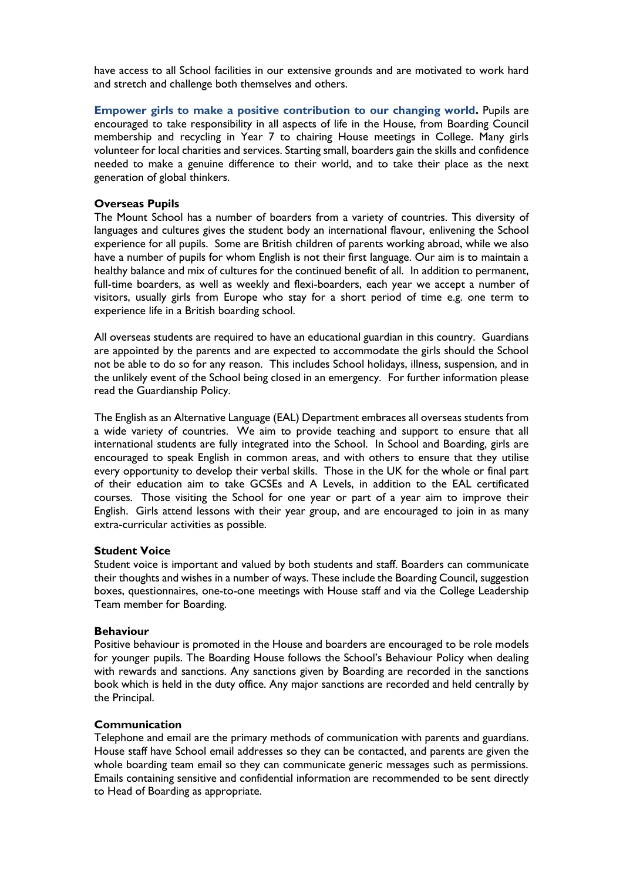have access to all School facilities in our extensive grounds and are motivated to work hard and stretch and challenge both themselves and others.

**Empower girls to make a positive contribution to our changing world.** Pupils are encouraged to take responsibility in all aspects of life in the House, from Boarding Council membership and recycling in Year 7 to chairing House meetings in College. Many girls volunteer for local charities and services. Starting small, boarders gain the skills and confidence needed to make a genuine difference to their world, and to take their place as the next generation of global thinkers.

### Overseas Pupils

The Mount School has a number of boarders from a variety of countries. This diversity of languages and cultures gives the student body an international flavour, enlivening the School experience for all pupils. Some are British children of parents working abroad, while we also have a number of pupils for whom English is not their first language. Our aim is to maintain a healthy balance and mix of cultures for the continued benefit of all. In addition to permanent, full-time boarders, as well as weekly and flexi-boarders, each year we accept a number of visitors, usually girls from Europe who stay for a short period of time e.g. one term to experience life in a British boarding school.

All overseas students are required to have an educational guardian in this country. Guardians are appointed by the parents and are expected to accommodate the girls should the School not be able to do so for any reason. This includes School holidays, illness, suspension, and in the unlikely event of the School being closed in an emergency. For further information please read the Guardianship Policy.

The English as an Alternative Language (EAL) Department embraces all overseas students from a wide variety of countries. We aim to provide teaching and support to ensure that all international students are fully integrated into the School. In School and Boarding, girls are encouraged to speak English in common areas, and with others to ensure that they utilise every opportunity to develop their verbal skills. Those in the UK for the whole or final part of their education aim to take GCSEs and A Levels, in addition to the EAL certificated courses. Those visiting the School for one year or part of a year aim to improve their English. Girls attend lessons with their year group, and are encouraged to join in as many extra-curricular activities as possible.

### Student Voice

Student voice is important and valued by both students and staff. Boarders can communicate their thoughts and wishes in a number of ways. These include the Boarding Council, suggestion boxes, questionnaires, one-to-one meetings with House staff and via the College Leadership Team member for Boarding.

### Behaviour

Positive behaviour is promoted in the House and boarders are encouraged to be role models for younger pupils. The Boarding House follows the School's Behaviour Policy when dealing with rewards and sanctions. Any sanctions given by Boarding are recorded in the sanctions book which is held in the duty office. Any major sanctions are recorded and held centrally by the Principal.

### Communication

Telephone and email are the primary methods of communication with parents and guardians. House staff have School email addresses so they can be contacted, and parents are given the whole boarding team email so they can communicate generic messages such as permissions. Emails containing sensitive and confidential information are recommended to be sent directly to Head of Boarding as appropriate.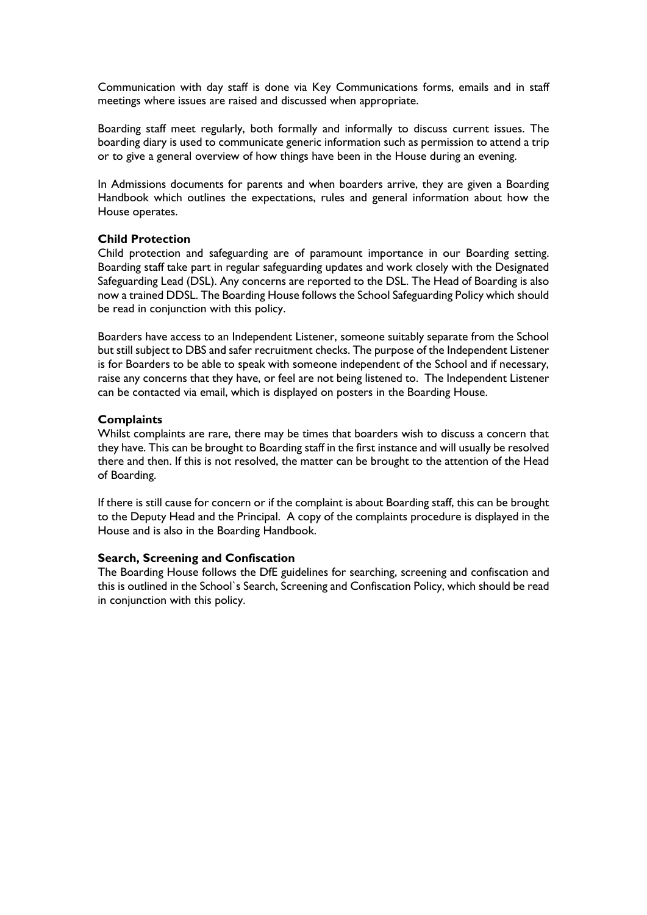Communication with day staff is done via Key Communications forms, emails and in staff meetings where issues are raised and discussed when appropriate.

Boarding staff meet regularly, both formally and informally to discuss current issues. The boarding diary is used to communicate generic information such as permission to attend a trip or to give a general overview of how things have been in the House during an evening.

In Admissions documents for parents and when boarders arrive, they are given a Boarding Handbook which outlines the expectations, rules and general information about how the House operates.

**Child Protection**

Child protection and safeguarding are of paramount importance in our Boarding setting. Boarding staff take part in regular safeguarding updates and work closely with the Designated Safeguarding Lead (DSL). Any concerns are reported to the DSL. The Head of Boarding is also now a trained DDSL. The Boarding House follows the School Safeguarding Policy which should be read in conjunction with this policy.

Boarders have access to an Independent Listener, someone suitably separate from the School but still subject to DBS and safer recruitment checks. The purpose of the Independent Listener is for Boarders to be able to speak with someone independent of the School and if necessary, raise any concerns that they have, or feel are not being listened to. The Independent Listener can be contacted via email, which is displayed on posters in the Boarding House.

**Complaints**

Whilst complaints are rare, there may be times that boarders wish to discuss a concern that they have. This can be brought to Boarding staff in the first instance and will usually be resolved there and then. If this is not resolved, the matter can be brought to the attention of the Head of Boarding.

If there is still cause for concern or if the complaint is about Boarding staff, this can be brought to the Deputy Head and the Principal. A copy of the complaints procedure is displayed in the House and is also in the Boarding Handbook.

**Search, Screening and Confiscation**

The Boarding House follows the DfE guidelines for searching, screening and confiscation and this is outlined in the School`s Search, Screening and Confiscation Policy, which should be read in conjunction with this policy.